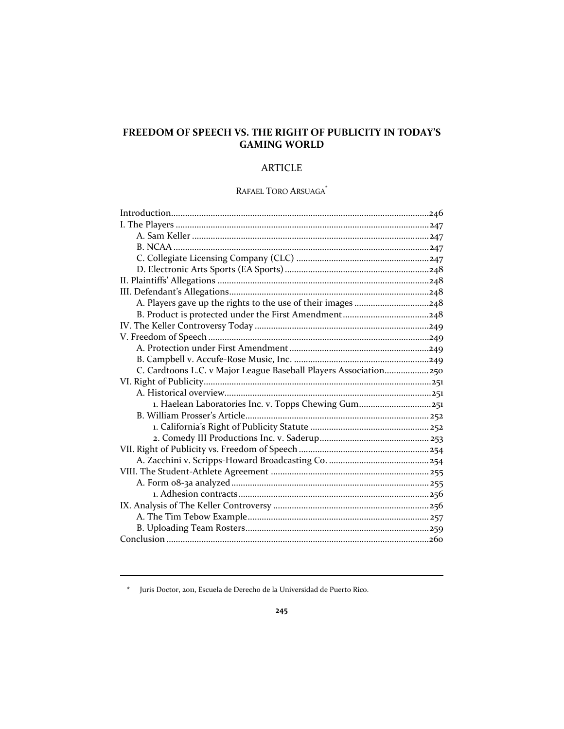# FREEDOM OF SPEECH VS. THE RIGHT OF PUBLICITY IN TODAY'S GAMING WORLD

## ARTICLE

RAFAEL TORO ARSUAGA*

Introduction ..... 246
I. The Players ..... 247
  A. Sam Keller ..... 247
  B. NCAA ..... 247
  C. Collegiate Licensing Company (CLC) ..... 247
  D. Electronic Arts Sports (EA Sports) ..... 248
II. Plaintiffs' Allegations ..... 248
III. Defendant's Allegations ..... 248
  A. Players gave up the rights to the use of their images ..... 248
  B. Product is protected under the First Amendment ..... 248
IV. The Keller Controversy Today ..... 249
V. Freedom of Speech ..... 249
  A. Protection under First Amendment ..... 249
  B. Campbell v. Accufe-Rose Music, Inc. ..... 249
  C. Cardtoons L.C. v Major League Baseball Players Association ..... 250
VI. Right of Publicity ..... 251
  A. Historical overview ..... 251
    1. Haelean Laboratories Inc. v. Topps Chewing Gum ..... 251
  B. William Prosser's Article ..... 252
    1. California's Right of Publicity Statute ..... 252
    2. Comedy III Productions Inc. v. Saderup ..... 253
VII. Right of Publicity vs. Freedom of Speech ..... 254
  A. Zacchini v. Scripps-Howard Broadcasting Co. ..... 254
VIII. The Student-Athlete Agreement ..... 255
  A. Form 08-3a analyzed ..... 255
    1. Adhesion contracts ..... 256
IX. Analysis of The Keller Controversy ..... 256
  A. The Tim Tebow Example ..... 257
  B. Uploading Team Rosters ..... 259
Conclusion ..... 260

---

\* Juris Doctor, 2011, Escuela de Derecho de la Universidad de Puerto Rico.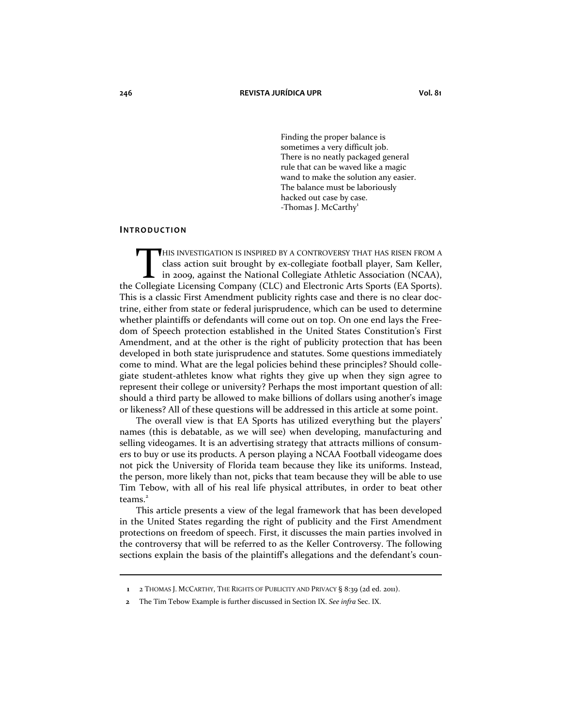Finding the proper balance is
sometimes a very difficult job.
There is no neatly packaged general
rule that can be waved like a magic
wand to make the solution any easier.
The balance must be laboriously
hacked out case by case.
-Thomas J. McCarthy[1]

## Introduction

This investigation is inspired by a controversy that has risen from a class action suit brought by ex-collegiate football player, Sam Keller, in 2009, against the National Collegiate Athletic Association (NCAA), the Collegiate Licensing Company (CLC) and Electronic Arts Sports (EA Sports). This is a classic First Amendment publicity rights case and there is no clear doctrine, either from state or federal jurisprudence, which can be used to determine whether plaintiffs or defendants will come out on top. On one end lays the Freedom of Speech protection established in the United States Constitution's First Amendment, and at the other is the right of publicity protection that has been developed in both state jurisprudence and statutes. Some questions immediately come to mind. What are the legal policies behind these principles? Should collegiate student-athletes know what rights they give up when they sign agree to represent their college or university? Perhaps the most important question of all: should a third party be allowed to make billions of dollars using another's image or likeness? All of these questions will be addressed in this article at some point.

The overall view is that EA Sports has utilized everything but the players' names (this is debatable, as we will see) when developing, manufacturing and selling videogames. It is an advertising strategy that attracts millions of consumers to buy or use its products. A person playing a NCAA Football videogame does not pick the University of Florida team because they like its uniforms. Instead, the person, more likely than not, picks that team because they will be able to use Tim Tebow, with all of his real life physical attributes, in order to beat other teams.[2]

This article presents a view of the legal framework that has been developed in the United States regarding the right of publicity and the First Amendment protections on freedom of speech. First, it discusses the main parties involved in the controversy that will be referred to as the Keller Controversy. The following sections explain the basis of the plaintiff's allegations and the defendant's coun-

---

1 2 Thomas J. McCarthy, The Rights of Publicity and Privacy § 8:39 (2d ed. 2011).

2 The Tim Tebow Example is further discussed in Section IX. *See infra* Sec. IX.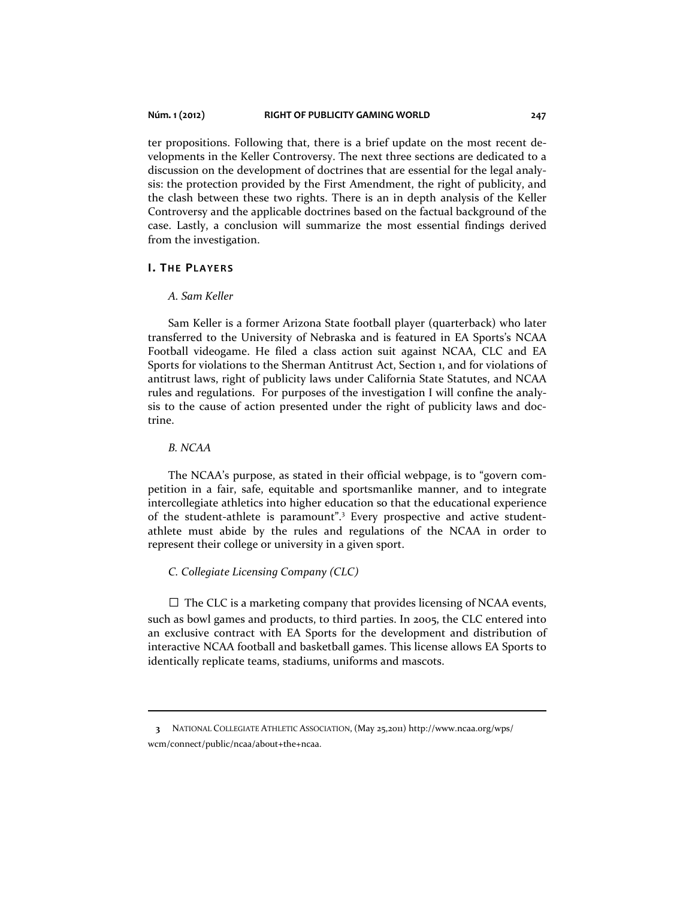ter propositions. Following that, there is a brief update on the most recent developments in the Keller Controversy. The next three sections are dedicated to a discussion on the development of doctrines that are essential for the legal analysis: the protection provided by the First Amendment, the right of publicity, and the clash between these two rights. There is an in depth analysis of the Keller Controversy and the applicable doctrines based on the factual background of the case. Lastly, a conclusion will summarize the most essential findings derived from the investigation.

## I. The Players

### *A. Sam Keller*

Sam Keller is a former Arizona State football player (quarterback) who later transferred to the University of Nebraska and is featured in EA Sports's NCAA Football videogame. He filed a class action suit against NCAA, CLC and EA Sports for violations to the Sherman Antitrust Act, Section 1, and for violations of antitrust laws, right of publicity laws under California State Statutes, and NCAA rules and regulations. For purposes of the investigation I will confine the analysis to the cause of action presented under the right of publicity laws and doctrine.

### *B. NCAA*

The NCAA's purpose, as stated in their official webpage, is to "govern competition in a fair, safe, equitable and sportsmanlike manner, and to integrate intercollegiate athletics into higher education so that the educational experience of the student-athlete is paramount".[3] Every prospective and active student-athlete must abide by the rules and regulations of the NCAA in order to represent their college or university in a given sport.

### *C. Collegiate Licensing Company (CLC)*

The CLC is a marketing company that provides licensing of NCAA events, such as bowl games and products, to third parties. In 2005, the CLC entered into an exclusive contract with EA Sports for the development and distribution of interactive NCAA football and basketball games. This license allows EA Sports to identically replicate teams, stadiums, uniforms and mascots.

---

3 National Collegiate Athletic Association, (May 25,2011) http://www.ncaa.org/wps/wcm/connect/public/ncaa/about+the+ncaa.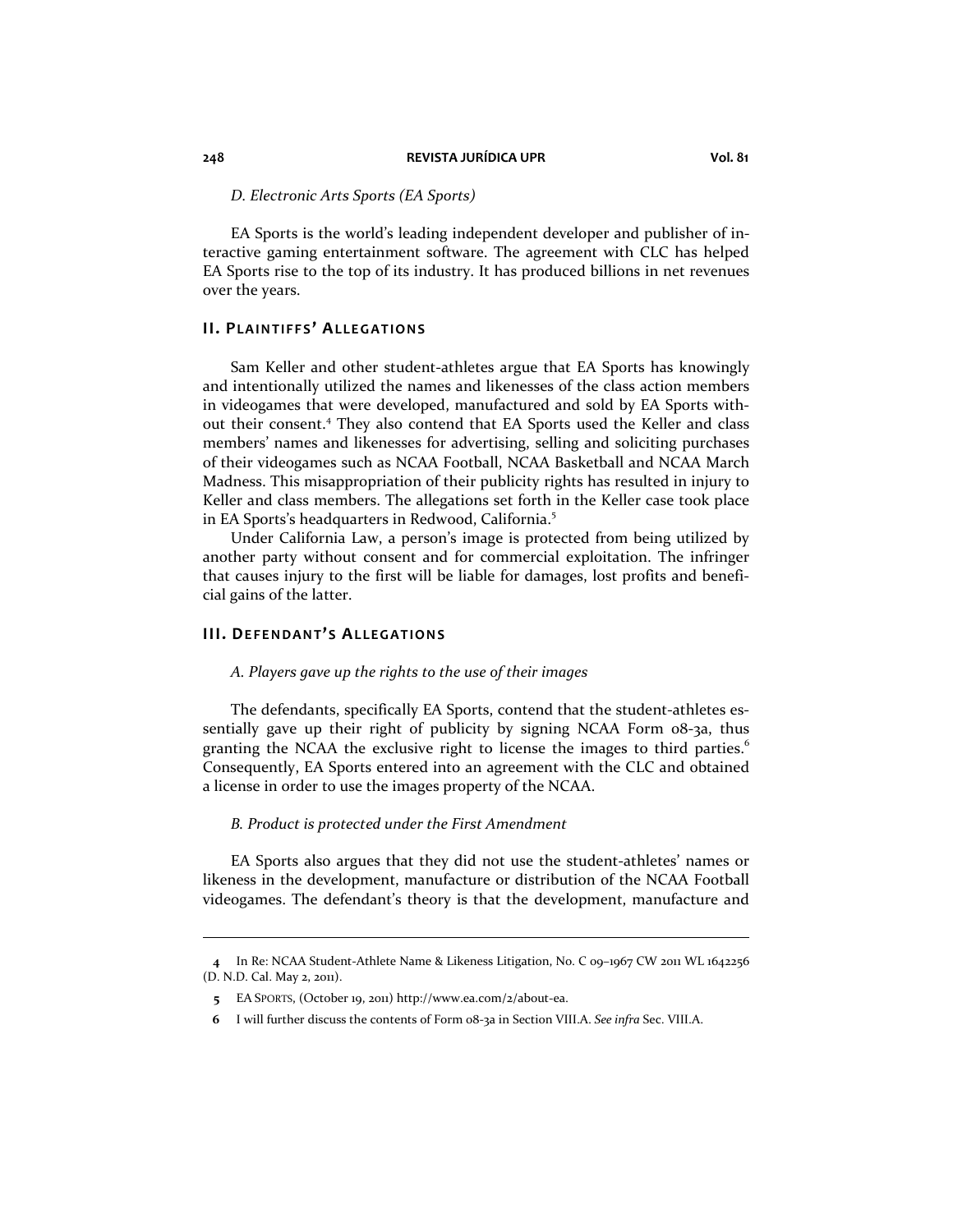*D. Electronic Arts Sports (EA Sports)*

EA Sports is the world's leading independent developer and publisher of interactive gaming entertainment software. The agreement with CLC has helped EA Sports rise to the top of its industry. It has produced billions in net revenues over the years.

## II. Plaintiffs' Allegations

Sam Keller and other student-athletes argue that EA Sports has knowingly and intentionally utilized the names and likenesses of the class action members in videogames that were developed, manufactured and sold by EA Sports without their consent.[4] They also contend that EA Sports used the Keller and class members' names and likenesses for advertising, selling and soliciting purchases of their videogames such as NCAA Football, NCAA Basketball and NCAA March Madness. This misappropriation of their publicity rights has resulted in injury to Keller and class members. The allegations set forth in the Keller case took place in EA Sports's headquarters in Redwood, California.[5]

Under California Law, a person's image is protected from being utilized by another party without consent and for commercial exploitation. The infringer that causes injury to the first will be liable for damages, lost profits and beneficial gains of the latter.

## III. Defendant's Allegations

*A. Players gave up the rights to the use of their images*

The defendants, specifically EA Sports, contend that the student-athletes essentially gave up their right of publicity by signing NCAA Form 08-3a, thus granting the NCAA the exclusive right to license the images to third parties.[6] Consequently, EA Sports entered into an agreement with the CLC and obtained a license in order to use the images property of the NCAA.

*B. Product is protected under the First Amendment*

EA Sports also argues that they did not use the student-athletes' names or likeness in the development, manufacture or distribution of the NCAA Football videogames. The defendant's theory is that the development, manufacture and

---

4 In Re: NCAA Student-Athlete Name & Likeness Litigation, No. C 09–1967 CW 2011 WL 1642256 (D. N.D. Cal. May 2, 2011).

5 EA SPORTS, (October 19, 2011) http://www.ea.com/2/about-ea.

6 I will further discuss the contents of Form 08-3a in Section VIII.A. *See infra* Sec. VIII.A.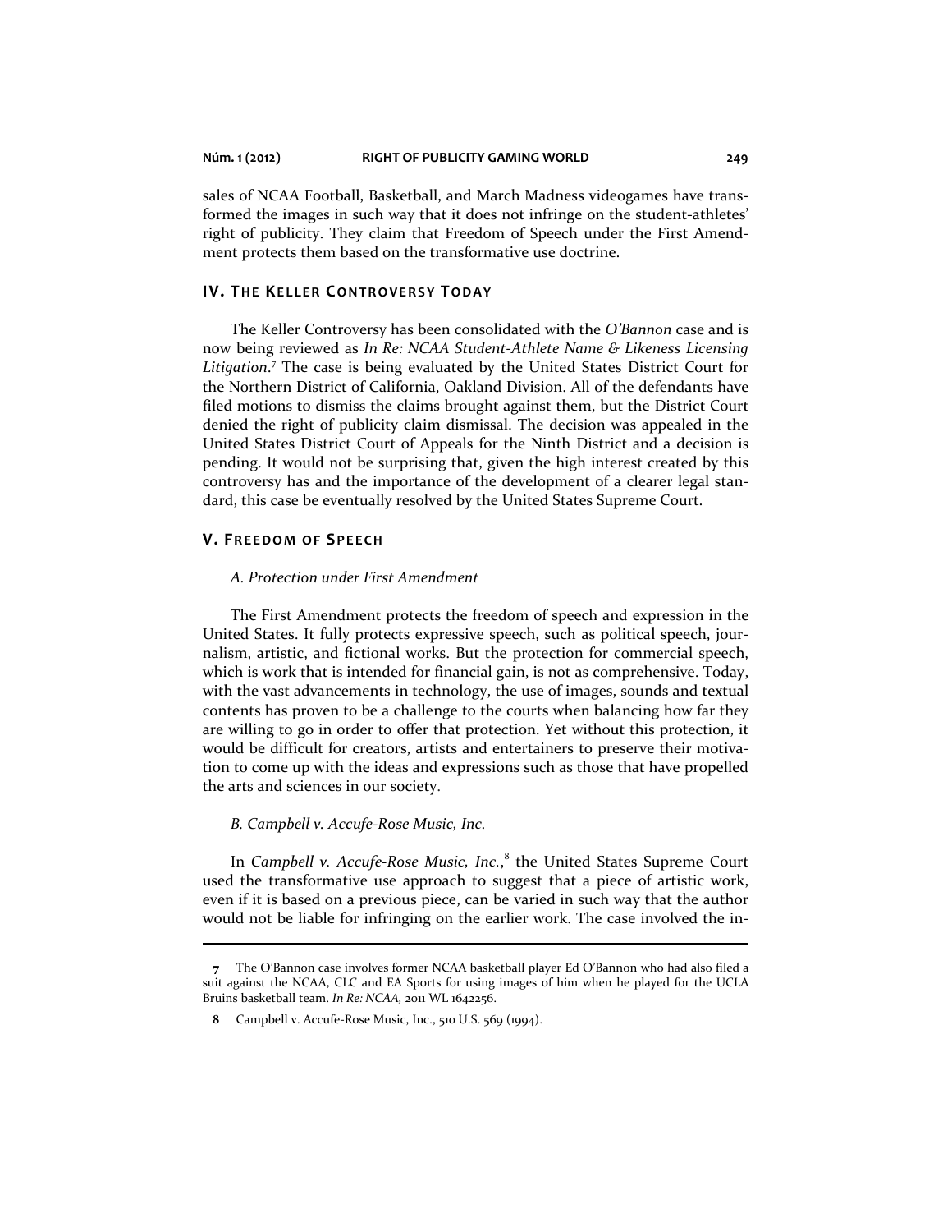sales of NCAA Football, Basketball, and March Madness videogames have transformed the images in such way that it does not infringe on the student-athletes' right of publicity. They claim that Freedom of Speech under the First Amendment protects them based on the transformative use doctrine.

## IV. The Keller Controversy Today

The Keller Controversy has been consolidated with the *O'Bannon* case and is now being reviewed as *In Re: NCAA Student-Athlete Name & Likeness Licensing Litigation*.[7] The case is being evaluated by the United States District Court for the Northern District of California, Oakland Division. All of the defendants have filed motions to dismiss the claims brought against them, but the District Court denied the right of publicity claim dismissal. The decision was appealed in the United States District Court of Appeals for the Ninth District and a decision is pending. It would not be surprising that, given the high interest created by this controversy has and the importance of the development of a clearer legal standard, this case be eventually resolved by the United States Supreme Court.

## V. Freedom of Speech

### *A. Protection under First Amendment*

The First Amendment protects the freedom of speech and expression in the United States. It fully protects expressive speech, such as political speech, journalism, artistic, and fictional works. But the protection for commercial speech, which is work that is intended for financial gain, is not as comprehensive. Today, with the vast advancements in technology, the use of images, sounds and textual contents has proven to be a challenge to the courts when balancing how far they are willing to go in order to offer that protection. Yet without this protection, it would be difficult for creators, artists and entertainers to preserve their motivation to come up with the ideas and expressions such as those that have propelled the arts and sciences in our society.

### *B. Campbell v. Accufe-Rose Music, Inc.*

In *Campbell v. Accufe-Rose Music, Inc.*,[8] the United States Supreme Court used the transformative use approach to suggest that a piece of artistic work, even if it is based on a previous piece, can be varied in such way that the author would not be liable for infringing on the earlier work. The case involved the in-

---

**7** The O'Bannon case involves former NCAA basketball player Ed O'Bannon who had also filed a suit against the NCAA, CLC and EA Sports for using images of him when he played for the UCLA Bruins basketball team. *In Re: NCAA*, 2011 WL 1642256.

**8** Campbell v. Accufe-Rose Music, Inc., 510 U.S. 569 (1994).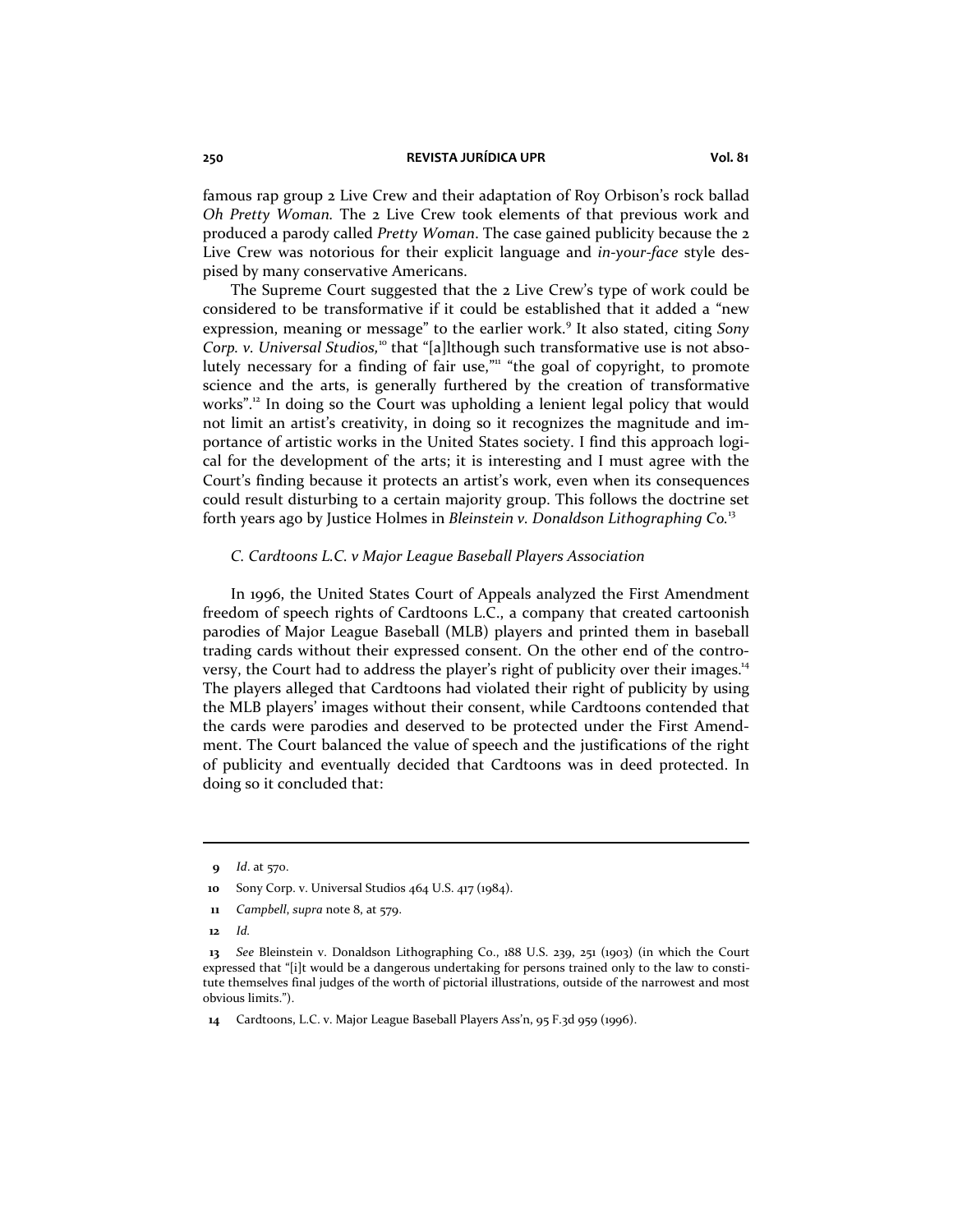famous rap group 2 Live Crew and their adaptation of Roy Orbison's rock ballad *Oh Pretty Woman*. The 2 Live Crew took elements of that previous work and produced a parody called *Pretty Woman*. The case gained publicity because the 2 Live Crew was notorious for their explicit language and *in-your-face* style despised by many conservative Americans.

The Supreme Court suggested that the 2 Live Crew's type of work could be considered to be transformative if it could be established that it added a "new expression, meaning or message" to the earlier work.[9] It also stated, citing *Sony Corp. v. Universal Studios*,[10] that "[a]lthough such transformative use is not absolutely necessary for a finding of fair use,"[11] "the goal of copyright, to promote science and the arts, is generally furthered by the creation of transformative works".[12] In doing so the Court was upholding a lenient legal policy that would not limit an artist's creativity, in doing so it recognizes the magnitude and importance of artistic works in the United States society. I find this approach logical for the development of the arts; it is interesting and I must agree with the Court's finding because it protects an artist's work, even when its consequences could result disturbing to a certain majority group. This follows the doctrine set forth years ago by Justice Holmes in *Bleinstein v. Donaldson Lithographing Co.*[13]

### *C. Cardtoons L.C. v Major League Baseball Players Association*

In 1996, the United States Court of Appeals analyzed the First Amendment freedom of speech rights of Cardtoons L.C., a company that created cartoonish parodies of Major League Baseball (MLB) players and printed them in baseball trading cards without their expressed consent. On the other end of the controversy, the Court had to address the player's right of publicity over their images.[14] The players alleged that Cardtoons had violated their right of publicity by using the MLB players' images without their consent, while Cardtoons contended that the cards were parodies and deserved to be protected under the First Amendment. The Court balanced the value of speech and the justifications of the right of publicity and eventually decided that Cardtoons was in deed protected. In doing so it concluded that:

---

**9** *Id*. at 570.

**10** Sony Corp. v. Universal Studios 464 U.S. 417 (1984).

**11** *Campbell, supra* note 8, at 579.

**12** *Id.*

**13** *See* Bleinstein v. Donaldson Lithographing Co., 188 U.S. 239, 251 (1903) (in which the Court expressed that "[i]t would be a dangerous undertaking for persons trained only to the law to constitute themselves final judges of the worth of pictorial illustrations, outside of the narrowest and most obvious limits.").

**14** Cardtoons, L.C. v. Major League Baseball Players Ass'n, 95 F.3d 959 (1996).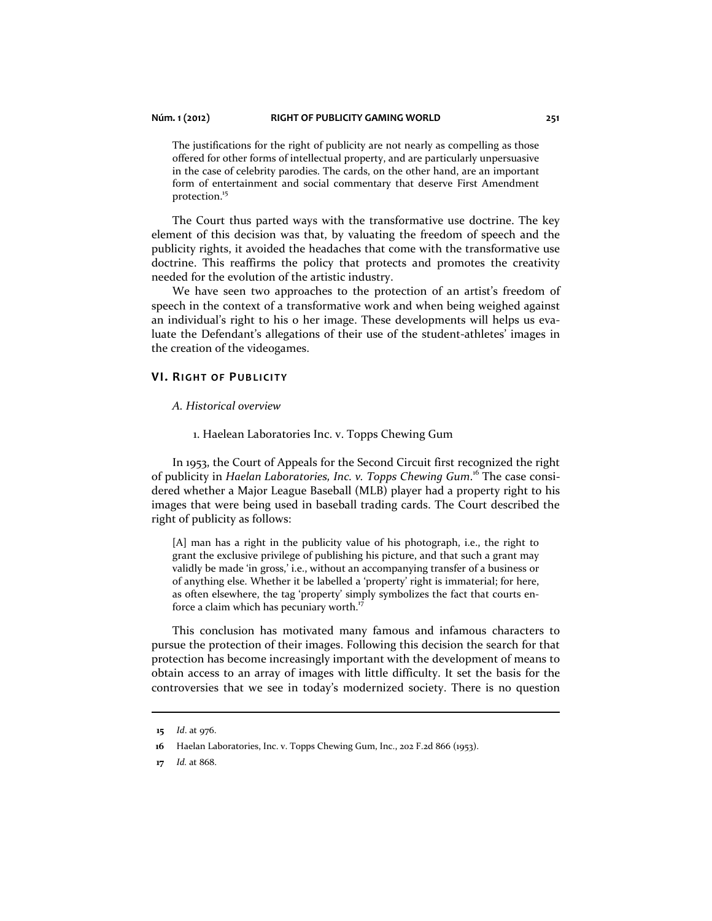> The justifications for the right of publicity are not nearly as compelling as those offered for other forms of intellectual property, and are particularly unpersuasive in the case of celebrity parodies. The cards, on the other hand, are an important form of entertainment and social commentary that deserve First Amendment protection.[15]

The Court thus parted ways with the transformative use doctrine. The key element of this decision was that, by valuating the freedom of speech and the publicity rights, it avoided the headaches that come with the transformative use doctrine. This reaffirms the policy that protects and promotes the creativity needed for the evolution of the artistic industry.

We have seen two approaches to the protection of an artist's freedom of speech in the context of a transformative work and when being weighed against an individual's right to his o her image. These developments will helps us evaluate the Defendant's allegations of their use of the student-athletes' images in the creation of the videogames.

## VI. Right of Publicity

### *A. Historical overview*

#### 1. Haelean Laboratories Inc. v. Topps Chewing Gum

In 1953, the Court of Appeals for the Second Circuit first recognized the right of publicity in *Haelan Laboratories, Inc. v. Topps Chewing Gum*.[16] The case considered whether a Major League Baseball (MLB) player had a property right to his images that were being used in baseball trading cards. The Court described the right of publicity as follows:

> [A] man has a right in the publicity value of his photograph, i.e., the right to grant the exclusive privilege of publishing his picture, and that such a grant may validly be made 'in gross,' i.e., without an accompanying transfer of a business or of anything else. Whether it be labelled a 'property' right is immaterial; for here, as often elsewhere, the tag 'property' simply symbolizes the fact that courts enforce a claim which has pecuniary worth.[17]

This conclusion has motivated many famous and infamous characters to pursue the protection of their images. Following this decision the search for that protection has become increasingly important with the development of means to obtain access to an array of images with little difficulty. It set the basis for the controversies that we see in today's modernized society. There is no question

---

**15** *Id*. at 976.

**16** Haelan Laboratories, Inc. v. Topps Chewing Gum, Inc., 202 F.2d 866 (1953).

**17** *Id.* at 868.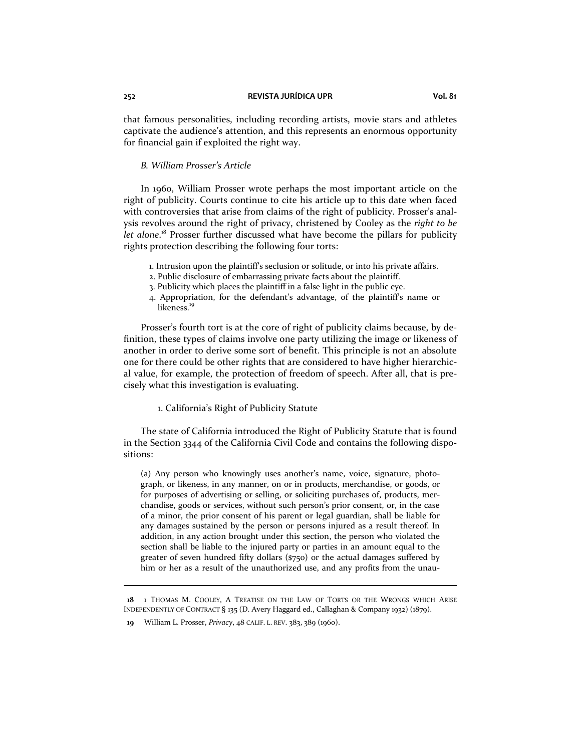that famous personalities, including recording artists, movie stars and athletes captivate the audience's attention, and this represents an enormous opportunity for financial gain if exploited the right way.

### *B. William Prosser's Article*

In 1960, William Prosser wrote perhaps the most important article on the right of publicity. Courts continue to cite his article up to this date when faced with controversies that arise from claims of the right of publicity. Prosser's analysis revolves around the right of privacy, christened by Cooley as the *right to be let alone*.[18] Prosser further discussed what have become the pillars for publicity rights protection describing the following four torts:

1. Intrusion upon the plaintiff's seclusion or solitude, or into his private affairs.
2. Public disclosure of embarrassing private facts about the plaintiff.
3. Publicity which places the plaintiff in a false light in the public eye.
4. Appropriation, for the defendant's advantage, of the plaintiff's name or likeness.[19]

Prosser's fourth tort is at the core of right of publicity claims because, by definition, these types of claims involve one party utilizing the image or likeness of another in order to derive some sort of benefit. This principle is not an absolute one for there could be other rights that are considered to have higher hierarchical value, for example, the protection of freedom of speech. After all, that is precisely what this investigation is evaluating.

#### 1. California's Right of Publicity Statute

The state of California introduced the Right of Publicity Statute that is found in the Section 3344 of the California Civil Code and contains the following dispositions:

> (a) Any person who knowingly uses another's name, voice, signature, photograph, or likeness, in any manner, on or in products, merchandise, or goods, or for purposes of advertising or selling, or soliciting purchases of, products, merchandise, goods or services, without such person's prior consent, or, in the case of a minor, the prior consent of his parent or legal guardian, shall be liable for any damages sustained by the person or persons injured as a result thereof. In addition, in any action brought under this section, the person who violated the section shall be liable to the injured party or parties in an amount equal to the greater of seven hundred fifty dollars ($750) or the actual damages suffered by him or her as a result of the unauthorized use, and any profits from the unau-

---

18 1 THOMAS M. COOLEY, A TREATISE ON THE LAW OF TORTS OR THE WRONGS WHICH ARISE INDEPENDENTLY OF CONTRACT § 135 (D. Avery Haggard ed., Callaghan & Company 1932) (1879).

19 William L. Prosser, *Privacy*, 48 CALIF. L. REV. 383, 389 (1960).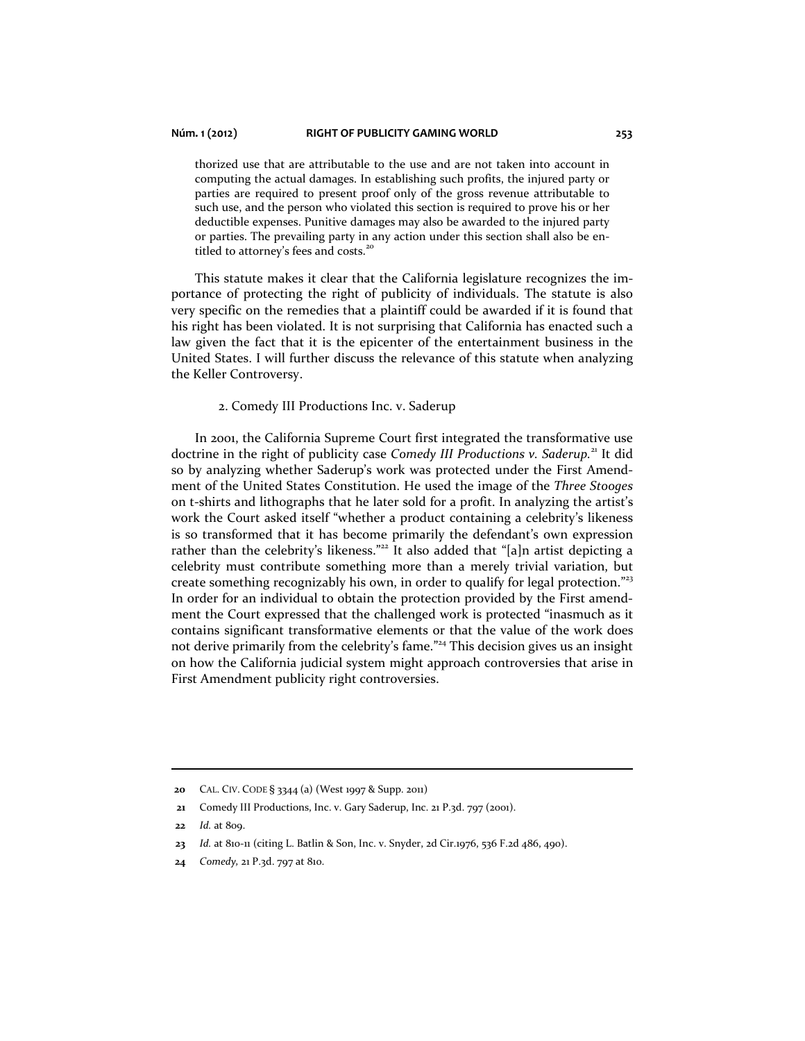thorized use that are attributable to the use and are not taken into account in computing the actual damages. In establishing such profits, the injured party or parties are required to present proof only of the gross revenue attributable to such use, and the person who violated this section is required to prove his or her deductible expenses. Punitive damages may also be awarded to the injured party or parties. The prevailing party in any action under this section shall also be entitled to attorney's fees and costs.[20]

This statute makes it clear that the California legislature recognizes the importance of protecting the right of publicity of individuals. The statute is also very specific on the remedies that a plaintiff could be awarded if it is found that his right has been violated. It is not surprising that California has enacted such a law given the fact that it is the epicenter of the entertainment business in the United States. I will further discuss the relevance of this statute when analyzing the Keller Controversy.

2. Comedy III Productions Inc. v. Saderup

In 2001, the California Supreme Court first integrated the transformative use doctrine in the right of publicity case *Comedy III Productions v. Saderup.*[21] It did so by analyzing whether Saderup's work was protected under the First Amendment of the United States Constitution. He used the image of the *Three Stooges* on t-shirts and lithographs that he later sold for a profit. In analyzing the artist's work the Court asked itself "whether a product containing a celebrity's likeness is so transformed that it has become primarily the defendant's own expression rather than the celebrity's likeness."[22] It also added that "[a]n artist depicting a celebrity must contribute something more than a merely trivial variation, but create something recognizably his own, in order to qualify for legal protection."[23] In order for an individual to obtain the protection provided by the First amendment the Court expressed that the challenged work is protected "inasmuch as it contains significant transformative elements or that the value of the work does not derive primarily from the celebrity's fame."[24] This decision gives us an insight on how the California judicial system might approach controversies that arise in First Amendment publicity right controversies.

---

**20** CAL. CIV. CODE § 3344 (a) (West 1997 & Supp. 2011)

**21** Comedy III Productions, Inc. v. Gary Saderup, Inc. 21 P.3d. 797 (2001).

**22** *Id.* at 809.

**23** *Id.* at 810-11 (citing L. Batlin & Son, Inc. v. Snyder, 2d Cir.1976, 536 F.2d 486, 490).

**24** *Comedy,* 21 P.3d. 797 at 810.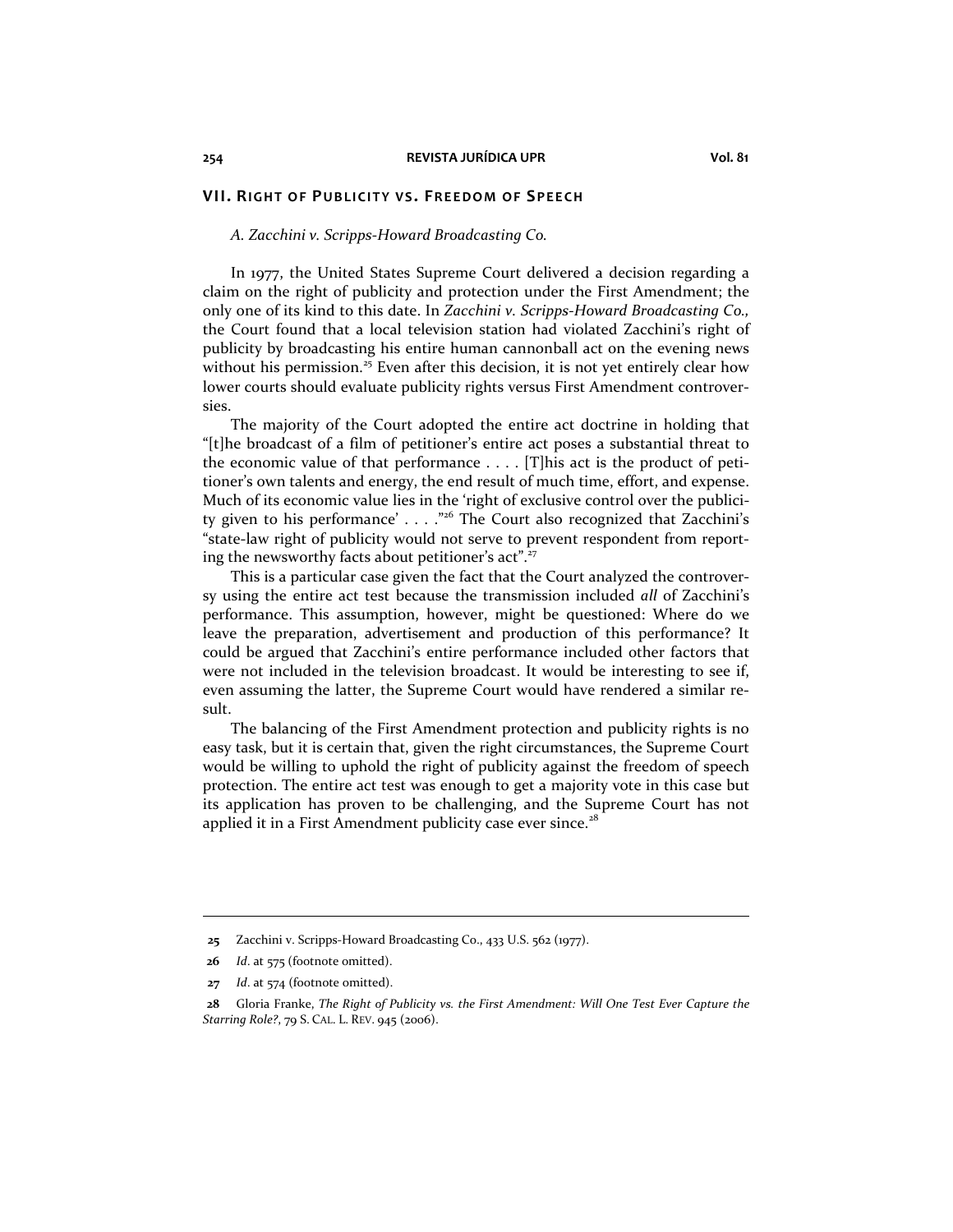## VII. RIGHT OF PUBLICITY VS. FREEDOM OF SPEECH

### *A. Zacchini v. Scripps-Howard Broadcasting Co.*

In 1977, the United States Supreme Court delivered a decision regarding a claim on the right of publicity and protection under the First Amendment; the only one of its kind to this date. In *Zacchini v. Scripps-Howard Broadcasting Co.,* the Court found that a local television station had violated Zacchini's right of publicity by broadcasting his entire human cannonball act on the evening news without his permission.[25] Even after this decision, it is not yet entirely clear how lower courts should evaluate publicity rights versus First Amendment controversies.

The majority of the Court adopted the entire act doctrine in holding that "[t]he broadcast of a film of petitioner's entire act poses a substantial threat to the economic value of that performance . . . . [T]his act is the product of petitioner's own talents and energy, the end result of much time, effort, and expense. Much of its economic value lies in the 'right of exclusive control over the publicity given to his performance' . . . ."[26] The Court also recognized that Zacchini's "state-law right of publicity would not serve to prevent respondent from reporting the newsworthy facts about petitioner's act".[27]

This is a particular case given the fact that the Court analyzed the controversy using the entire act test because the transmission included *all* of Zacchini's performance. This assumption, however, might be questioned: Where do we leave the preparation, advertisement and production of this performance? It could be argued that Zacchini's entire performance included other factors that were not included in the television broadcast. It would be interesting to see if, even assuming the latter, the Supreme Court would have rendered a similar result.

The balancing of the First Amendment protection and publicity rights is no easy task, but it is certain that, given the right circumstances, the Supreme Court would be willing to uphold the right of publicity against the freedom of speech protection. The entire act test was enough to get a majority vote in this case but its application has proven to be challenging, and the Supreme Court has not applied it in a First Amendment publicity case ever since.[28]

---

25 Zacchini v. Scripps-Howard Broadcasting Co., 433 U.S. 562 (1977).

26 *Id*. at 575 (footnote omitted).

27 *Id*. at 574 (footnote omitted).

28 Gloria Franke, *The Right of Publicity vs. the First Amendment: Will One Test Ever Capture the Starring Role?*, 79 S. CAL. L. REV. 945 (2006).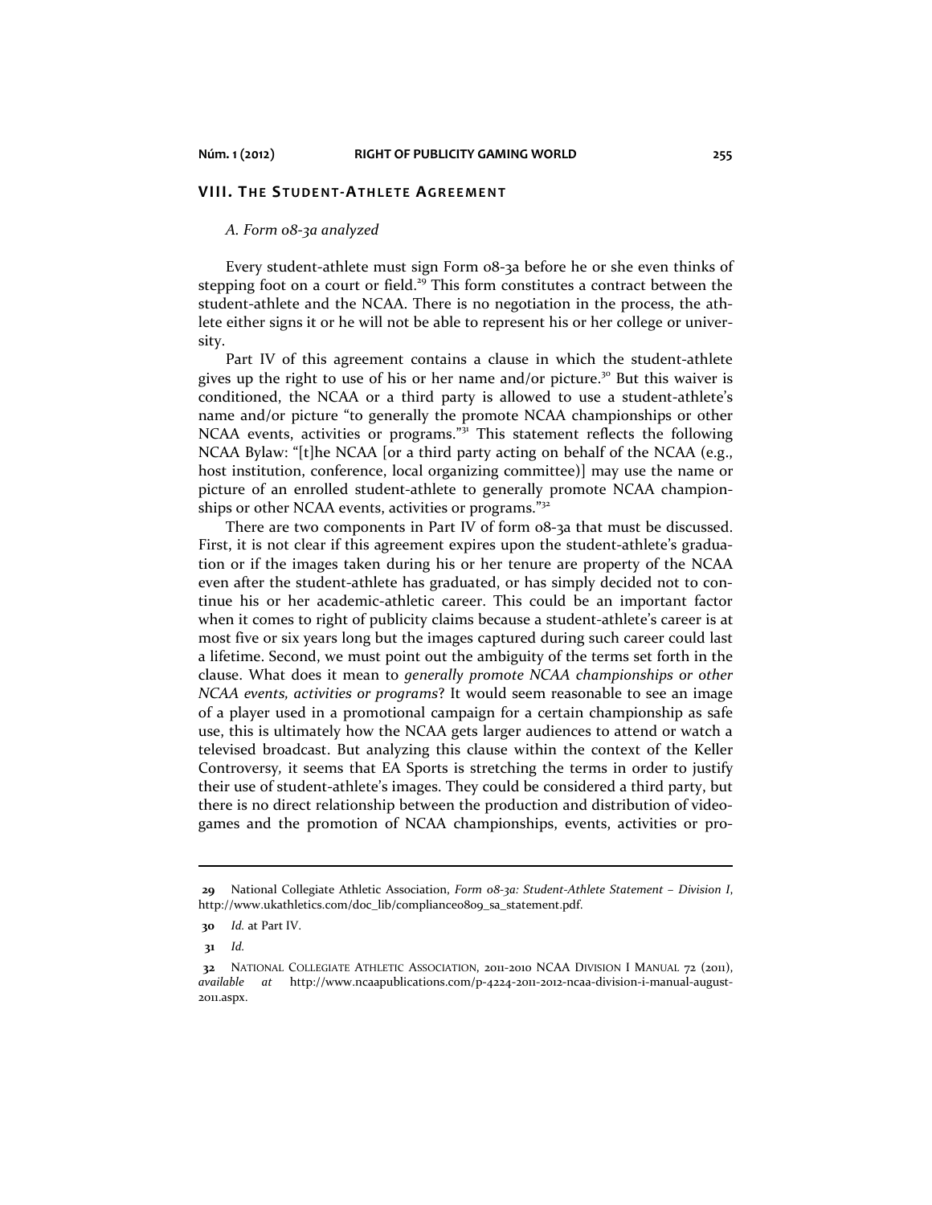## VIII. The Student-Athlete Agreement

### *A. Form 08-3a analyzed*

Every student-athlete must sign Form 08-3a before he or she even thinks of stepping foot on a court or field.[29] This form constitutes a contract between the student-athlete and the NCAA. There is no negotiation in the process, the athlete either signs it or he will not be able to represent his or her college or university.

Part IV of this agreement contains a clause in which the student-athlete gives up the right to use of his or her name and/or picture.[30] But this waiver is conditioned, the NCAA or a third party is allowed to use a student-athlete's name and/or picture "to generally the promote NCAA championships or other NCAA events, activities or programs."[31] This statement reflects the following NCAA Bylaw: "[t]he NCAA [or a third party acting on behalf of the NCAA (e.g., host institution, conference, local organizing committee)] may use the name or picture of an enrolled student-athlete to generally promote NCAA championships or other NCAA events, activities or programs."[32]

There are two components in Part IV of form 08-3a that must be discussed. First, it is not clear if this agreement expires upon the student-athlete's graduation or if the images taken during his or her tenure are property of the NCAA even after the student-athlete has graduated, or has simply decided not to continue his or her academic-athletic career. This could be an important factor when it comes to right of publicity claims because a student-athlete's career is at most five or six years long but the images captured during such career could last a lifetime. Second, we must point out the ambiguity of the terms set forth in the clause. What does it mean to *generally promote NCAA championships or other NCAA events, activities or programs*? It would seem reasonable to see an image of a player used in a promotional campaign for a certain championship as safe use, this is ultimately how the NCAA gets larger audiences to attend or watch a televised broadcast. But analyzing this clause within the context of the Keller Controversy, it seems that EA Sports is stretching the terms in order to justify their use of student-athlete's images. They could be considered a third party, but there is no direct relationship between the production and distribution of videogames and the promotion of NCAA championships, events, activities or pro-

---

29 National Collegiate Athletic Association, *Form 08-3a: Student-Athlete Statement – Division I*, http://www.ukathletics.com/doc_lib/compliance0809_sa_statement.pdf.

30 *Id.* at Part IV.

31 *Id.*

32 National Collegiate Athletic Association, 2011-2010 NCAA Division I Manual 72 (2011), *available at* http://www.ncaapublications.com/p-4224-2011-2012-ncaa-division-i-manual-august-2011.aspx.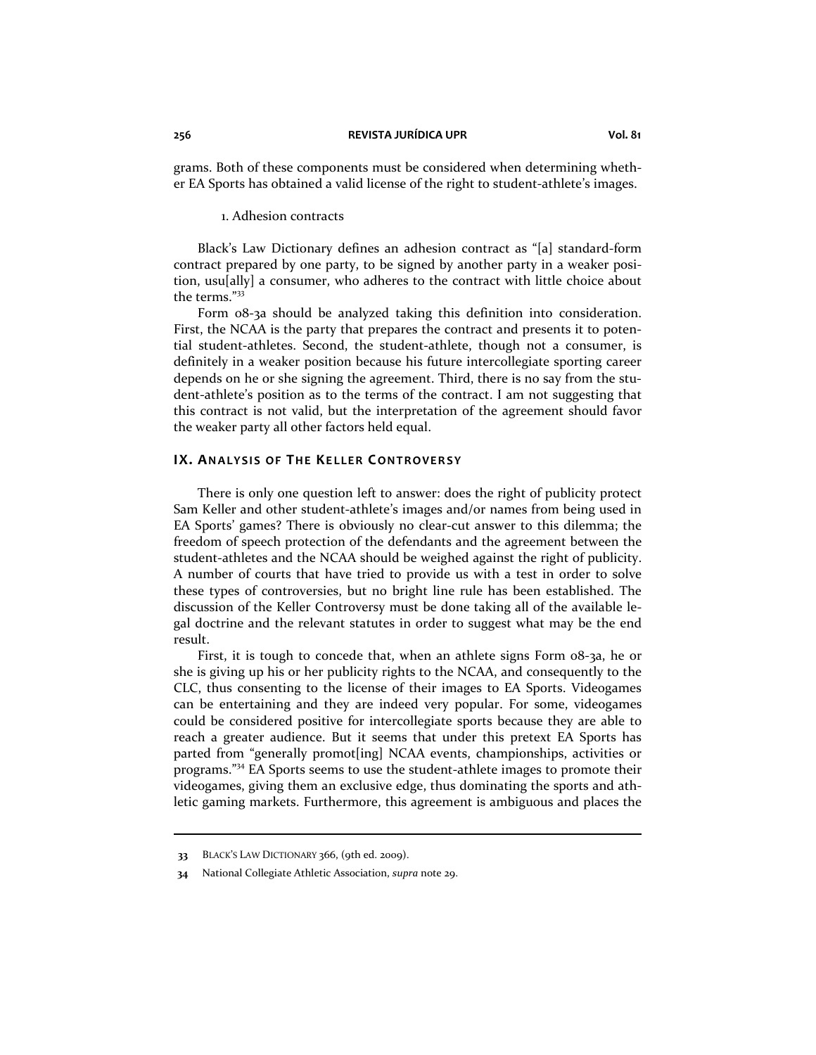grams. Both of these components must be considered when determining whether EA Sports has obtained a valid license of the right to student-athlete's images.

#### 1. Adhesion contracts

Black's Law Dictionary defines an adhesion contract as "[a] standard-form contract prepared by one party, to be signed by another party in a weaker position, usu[ally] a consumer, who adheres to the contract with little choice about the terms."[33]

Form 08-3a should be analyzed taking this definition into consideration. First, the NCAA is the party that prepares the contract and presents it to potential student-athletes. Second, the student-athlete, though not a consumer, is definitely in a weaker position because his future intercollegiate sporting career depends on he or she signing the agreement. Third, there is no say from the student-athlete's position as to the terms of the contract. I am not suggesting that this contract is not valid, but the interpretation of the agreement should favor the weaker party all other factors held equal.

## IX. Analysis of The Keller Controversy

There is only one question left to answer: does the right of publicity protect Sam Keller and other student-athlete's images and/or names from being used in EA Sports' games? There is obviously no clear-cut answer to this dilemma; the freedom of speech protection of the defendants and the agreement between the student-athletes and the NCAA should be weighed against the right of publicity. A number of courts that have tried to provide us with a test in order to solve these types of controversies, but no bright line rule has been established. The discussion of the Keller Controversy must be done taking all of the available legal doctrine and the relevant statutes in order to suggest what may be the end result.

First, it is tough to concede that, when an athlete signs Form 08-3a, he or she is giving up his or her publicity rights to the NCAA, and consequently to the CLC, thus consenting to the license of their images to EA Sports. Videogames can be entertaining and they are indeed very popular. For some, videogames could be considered positive for intercollegiate sports because they are able to reach a greater audience. But it seems that under this pretext EA Sports has parted from "generally promot[ing] NCAA events, championships, activities or programs."[34] EA Sports seems to use the student-athlete images to promote their videogames, giving them an exclusive edge, thus dominating the sports and athletic gaming markets. Furthermore, this agreement is ambiguous and places the

---

33 BLACK'S LAW DICTIONARY 366, (9th ed. 2009).

34 National Collegiate Athletic Association, *supra* note 29.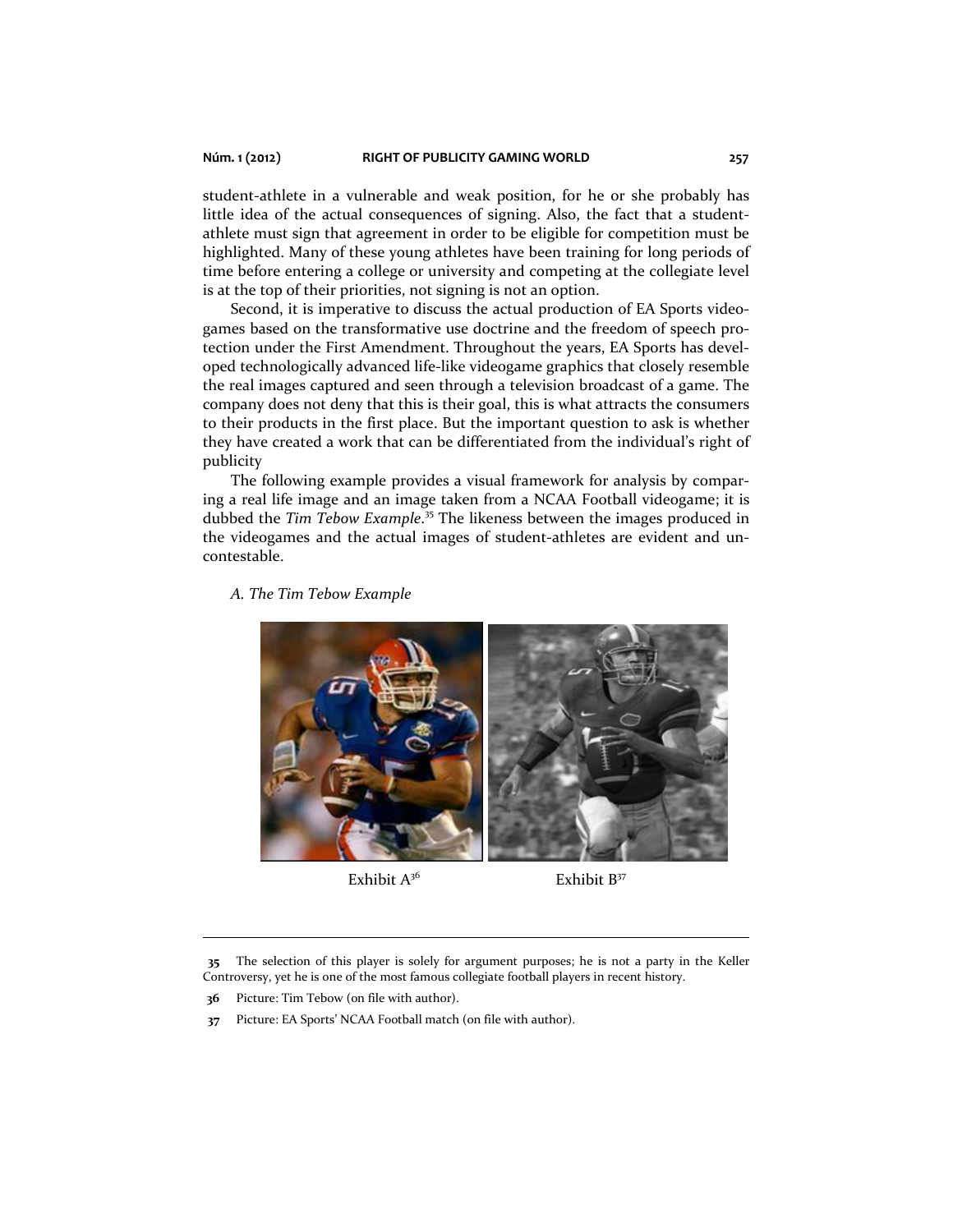student-athlete in a vulnerable and weak position, for he or she probably has little idea of the actual consequences of signing. Also, the fact that a student-athlete must sign that agreement in order to be eligible for competition must be highlighted. Many of these young athletes have been training for long periods of time before entering a college or university and competing at the collegiate level is at the top of their priorities, not signing is not an option.

Second, it is imperative to discuss the actual production of EA Sports videogames based on the transformative use doctrine and the freedom of speech protection under the First Amendment. Throughout the years, EA Sports has developed technologically advanced life-like videogame graphics that closely resemble the real images captured and seen through a television broadcast of a game. The company does not deny that this is their goal, this is what attracts the consumers to their products in the first place. But the important question to ask is whether they have created a work that can be differentiated from the individual's right of publicity

The following example provides a visual framework for analysis by comparing a real life image and an image taken from a NCAA Football videogame; it is dubbed the *Tim Tebow Example*.[35] The likeness between the images produced in the videogames and the actual images of student-athletes are evident and uncontestable.

### *A. The Tim Tebow Example*

Exhibit A[36] Exhibit B[37]

---

35 The selection of this player is solely for argument purposes; he is not a party in the Keller Controversy, yet he is one of the most famous collegiate football players in recent history.

36 Picture: Tim Tebow (on file with author).

37 Picture: EA Sports' NCAA Football match (on file with author).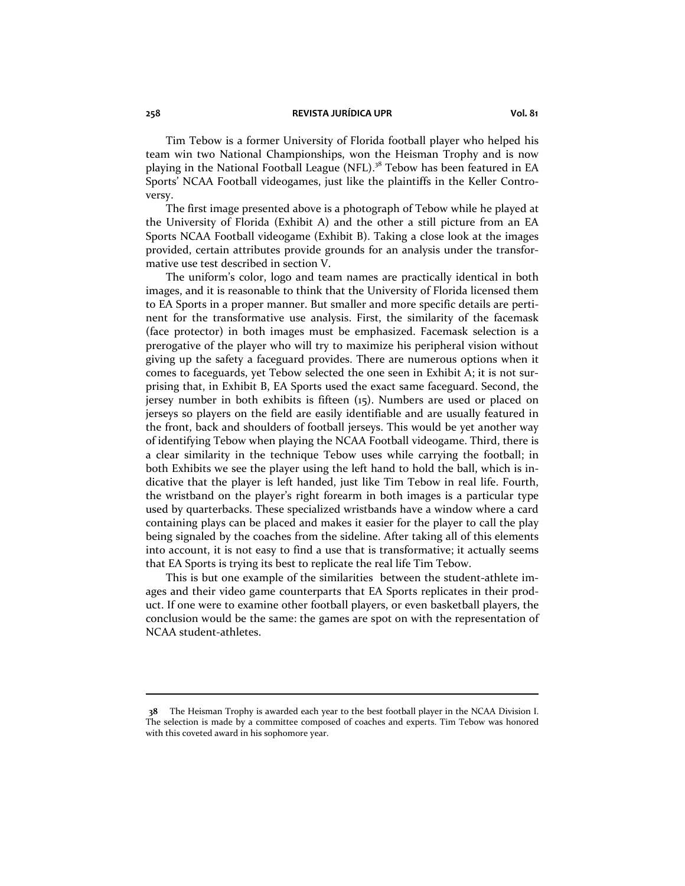Tim Tebow is a former University of Florida football player who helped his team win two National Championships, won the Heisman Trophy and is now playing in the National Football League (NFL).[38] Tebow has been featured in EA Sports' NCAA Football videogames, just like the plaintiffs in the Keller Controversy.

The first image presented above is a photograph of Tebow while he played at the University of Florida (Exhibit A) and the other a still picture from an EA Sports NCAA Football videogame (Exhibit B). Taking a close look at the images provided, certain attributes provide grounds for an analysis under the transformative use test described in section V.

The uniform's color, logo and team names are practically identical in both images, and it is reasonable to think that the University of Florida licensed them to EA Sports in a proper manner. But smaller and more specific details are pertinent for the transformative use analysis. First, the similarity of the facemask (face protector) in both images must be emphasized. Facemask selection is a prerogative of the player who will try to maximize his peripheral vision without giving up the safety a faceguard provides. There are numerous options when it comes to faceguards, yet Tebow selected the one seen in Exhibit A; it is not surprising that, in Exhibit B, EA Sports used the exact same faceguard. Second, the jersey number in both exhibits is fifteen (15). Numbers are used or placed on jerseys so players on the field are easily identifiable and are usually featured in the front, back and shoulders of football jerseys. This would be yet another way of identifying Tebow when playing the NCAA Football videogame. Third, there is a clear similarity in the technique Tebow uses while carrying the football; in both Exhibits we see the player using the left hand to hold the ball, which is indicative that the player is left handed, just like Tim Tebow in real life. Fourth, the wristband on the player's right forearm in both images is a particular type used by quarterbacks. These specialized wristbands have a window where a card containing plays can be placed and makes it easier for the player to call the play being signaled by the coaches from the sideline. After taking all of this elements into account, it is not easy to find a use that is transformative; it actually seems that EA Sports is trying its best to replicate the real life Tim Tebow.

This is but one example of the similarities between the student-athlete images and their video game counterparts that EA Sports replicates in their product. If one were to examine other football players, or even basketball players, the conclusion would be the same: the games are spot on with the representation of NCAA student-athletes.

---

**38** The Heisman Trophy is awarded each year to the best football player in the NCAA Division I. The selection is made by a committee composed of coaches and experts. Tim Tebow was honored with this coveted award in his sophomore year.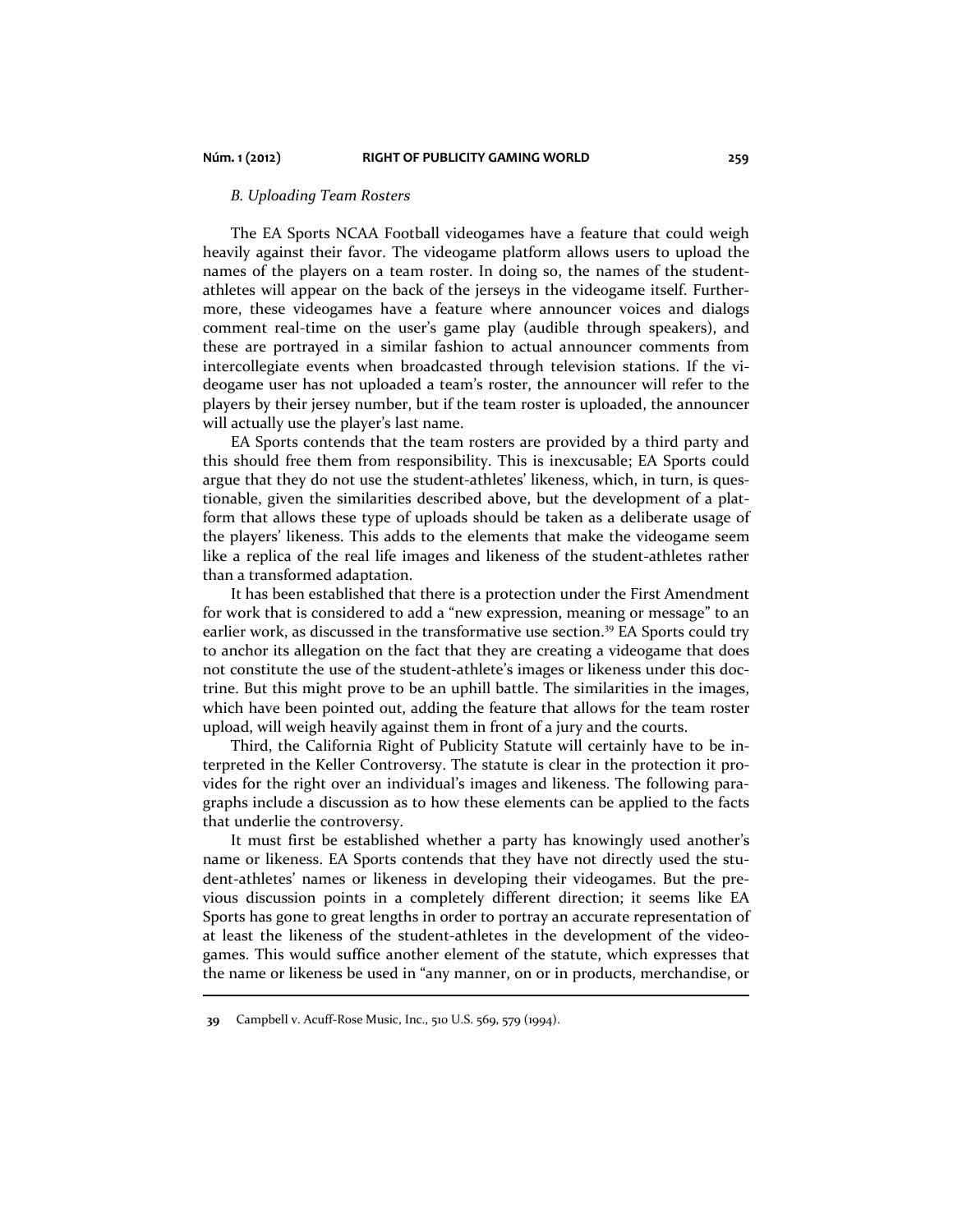*B. Uploading Team Rosters*

The EA Sports NCAA Football videogames have a feature that could weigh heavily against their favor. The videogame platform allows users to upload the names of the players on a team roster. In doing so, the names of the student-athletes will appear on the back of the jerseys in the videogame itself. Furthermore, these videogames have a feature where announcer voices and dialogs comment real-time on the user's game play (audible through speakers), and these are portrayed in a similar fashion to actual announcer comments from intercollegiate events when broadcasted through television stations. If the videogame user has not uploaded a team's roster, the announcer will refer to the players by their jersey number, but if the team roster is uploaded, the announcer will actually use the player's last name.

EA Sports contends that the team rosters are provided by a third party and this should free them from responsibility. This is inexcusable; EA Sports could argue that they do not use the student-athletes' likeness, which, in turn, is questionable, given the similarities described above, but the development of a platform that allows these type of uploads should be taken as a deliberate usage of the players' likeness. This adds to the elements that make the videogame seem like a replica of the real life images and likeness of the student-athletes rather than a transformed adaptation.

It has been established that there is a protection under the First Amendment for work that is considered to add a "new expression, meaning or message" to an earlier work, as discussed in the transformative use section.[39] EA Sports could try to anchor its allegation on the fact that they are creating a videogame that does not constitute the use of the student-athlete's images or likeness under this doctrine. But this might prove to be an uphill battle. The similarities in the images, which have been pointed out, adding the feature that allows for the team roster upload, will weigh heavily against them in front of a jury and the courts.

Third, the California Right of Publicity Statute will certainly have to be interpreted in the Keller Controversy. The statute is clear in the protection it provides for the right over an individual's images and likeness. The following paragraphs include a discussion as to how these elements can be applied to the facts that underlie the controversy.

It must first be established whether a party has knowingly used another's name or likeness. EA Sports contends that they have not directly used the student-athletes' names or likeness in developing their videogames. But the previous discussion points in a completely different direction; it seems like EA Sports has gone to great lengths in order to portray an accurate representation of at least the likeness of the student-athletes in the development of the videogames. This would suffice another element of the statute, which expresses that the name or likeness be used in "any manner, on or in products, merchandise, or

---

[39] Campbell v. Acuff-Rose Music, Inc., 510 U.S. 569, 579 (1994).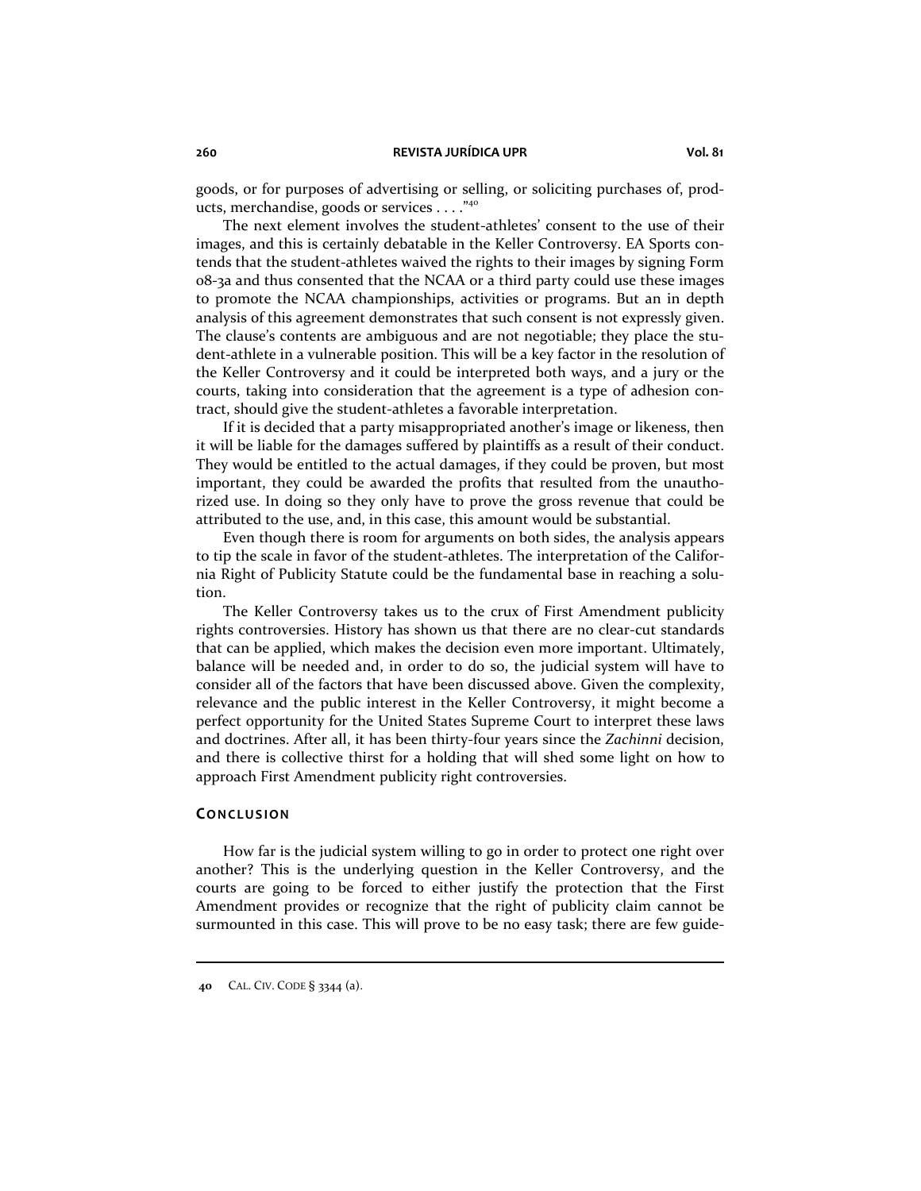goods, or for purposes of advertising or selling, or soliciting purchases of, products, merchandise, goods or services . . . ."[40]

The next element involves the student-athletes' consent to the use of their images, and this is certainly debatable in the Keller Controversy. EA Sports contends that the student-athletes waived the rights to their images by signing Form 08-3a and thus consented that the NCAA or a third party could use these images to promote the NCAA championships, activities or programs. But an in depth analysis of this agreement demonstrates that such consent is not expressly given. The clause's contents are ambiguous and are not negotiable; they place the student-athlete in a vulnerable position. This will be a key factor in the resolution of the Keller Controversy and it could be interpreted both ways, and a jury or the courts, taking into consideration that the agreement is a type of adhesion contract, should give the student-athletes a favorable interpretation.

If it is decided that a party misappropriated another's image or likeness, then it will be liable for the damages suffered by plaintiffs as a result of their conduct. They would be entitled to the actual damages, if they could be proven, but most important, they could be awarded the profits that resulted from the unauthorized use. In doing so they only have to prove the gross revenue that could be attributed to the use, and, in this case, this amount would be substantial.

Even though there is room for arguments on both sides, the analysis appears to tip the scale in favor of the student-athletes. The interpretation of the California Right of Publicity Statute could be the fundamental base in reaching a solution.

The Keller Controversy takes us to the crux of First Amendment publicity rights controversies. History has shown us that there are no clear-cut standards that can be applied, which makes the decision even more important. Ultimately, balance will be needed and, in order to do so, the judicial system will have to consider all of the factors that have been discussed above. Given the complexity, relevance and the public interest in the Keller Controversy, it might become a perfect opportunity for the United States Supreme Court to interpret these laws and doctrines. After all, it has been thirty-four years since the *Zachinni* decision, and there is collective thirst for a holding that will shed some light on how to approach First Amendment publicity right controversies.

## CONCLUSION

How far is the judicial system willing to go in order to protect one right over another? This is the underlying question in the Keller Controversy, and the courts are going to be forced to either justify the protection that the First Amendment provides or recognize that the right of publicity claim cannot be surmounted in this case. This will prove to be no easy task; there are few guide-

---

40 CAL. CIV. CODE § 3344 (a).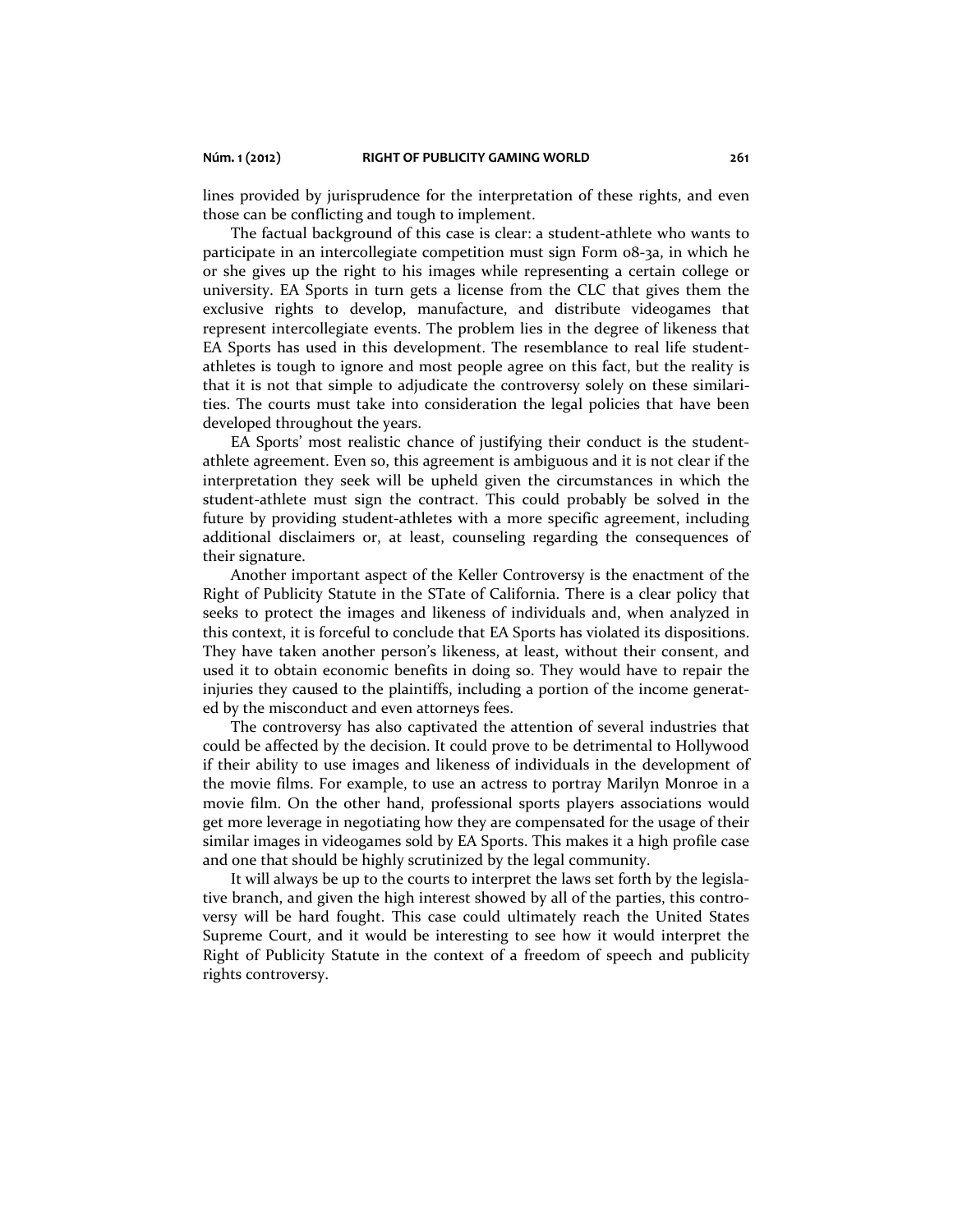lines provided by jurisprudence for the interpretation of these rights, and even those can be conflicting and tough to implement.

The factual background of this case is clear: a student-athlete who wants to participate in an intercollegiate competition must sign Form 08-3a, in which he or she gives up the right to his images while representing a certain college or university. EA Sports in turn gets a license from the CLC that gives them the exclusive rights to develop, manufacture, and distribute videogames that represent intercollegiate events. The problem lies in the degree of likeness that EA Sports has used in this development. The resemblance to real life student-athletes is tough to ignore and most people agree on this fact, but the reality is that it is not that simple to adjudicate the controversy solely on these similarities. The courts must take into consideration the legal policies that have been developed throughout the years.

EA Sports' most realistic chance of justifying their conduct is the student-athlete agreement. Even so, this agreement is ambiguous and it is not clear if the interpretation they seek will be upheld given the circumstances in which the student-athlete must sign the contract. This could probably be solved in the future by providing student-athletes with a more specific agreement, including additional disclaimers or, at least, counseling regarding the consequences of their signature.

Another important aspect of the Keller Controversy is the enactment of the Right of Publicity Statute in the STate of California. There is a clear policy that seeks to protect the images and likeness of individuals and, when analyzed in this context, it is forceful to conclude that EA Sports has violated its dispositions. They have taken another person's likeness, at least, without their consent, and used it to obtain economic benefits in doing so. They would have to repair the injuries they caused to the plaintiffs, including a portion of the income generated by the misconduct and even attorneys fees.

The controversy has also captivated the attention of several industries that could be affected by the decision. It could prove to be detrimental to Hollywood if their ability to use images and likeness of individuals in the development of the movie films. For example, to use an actress to portray Marilyn Monroe in a movie film. On the other hand, professional sports players associations would get more leverage in negotiating how they are compensated for the usage of their similar images in videogames sold by EA Sports. This makes it a high profile case and one that should be highly scrutinized by the legal community.

It will always be up to the courts to interpret the laws set forth by the legislative branch, and given the high interest showed by all of the parties, this controversy will be hard fought. This case could ultimately reach the United States Supreme Court, and it would be interesting to see how it would interpret the Right of Publicity Statute in the context of a freedom of speech and publicity rights controversy.